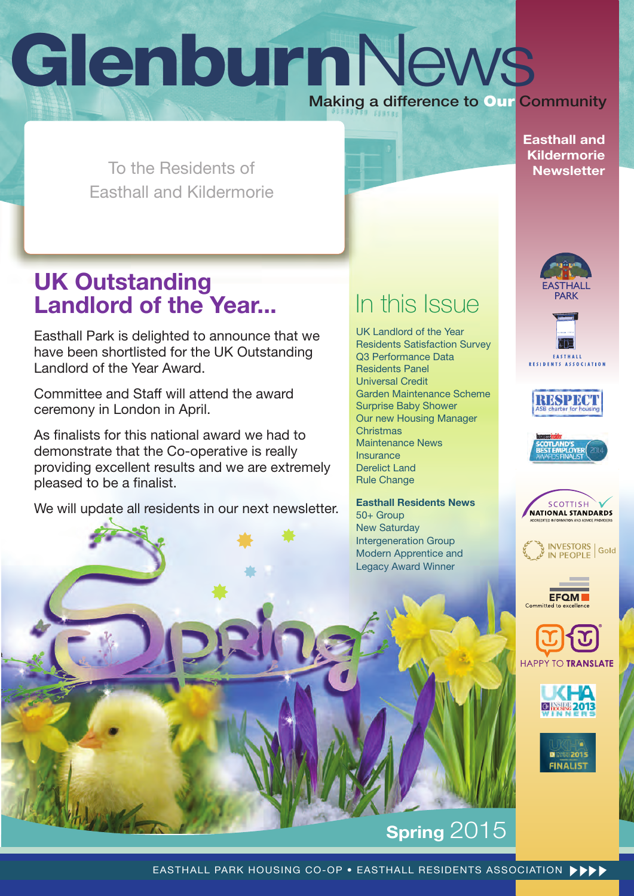# GlenburnNews

Making a difference to **Our** Community

**Easthall and Kildermorie Newsletter**

To the Residents of
Easthall and Kildermorie

## UK Outstanding Landlord of the Year...

Easthall Park is delighted to announce that we have been shortlisted for the UK Outstanding Landlord of the Year Award.

Committee and Staff will attend the award ceremony in London in April.

As finalists for this national award we had to demonstrate that the Co-operative is really providing excellent results and we are extremely pleased to be a finalist.

We will update all residents in our next newsletter.

## In this Issue

- UK Landlord of the Year
- Residents Satisfaction Survey
- Q3 Performance Data
- Residents Panel
- Universal Credit
- Garden Maintenance Scheme
- Surprise Baby Shower
- Our new Housing Manager
- Christmas
- Maintenance News
- Insurance
- Derelict Land
- Rule Change

**Easthall Residents News**

- 50+ Group
- New Saturday
- Intergeneration Group
- Modern Apprentice and Legacy Award Winner

**Spring** 2015

EASTHALL PARK HOUSING CO-OP • EASTHALL RESIDENTS ASSOCIATION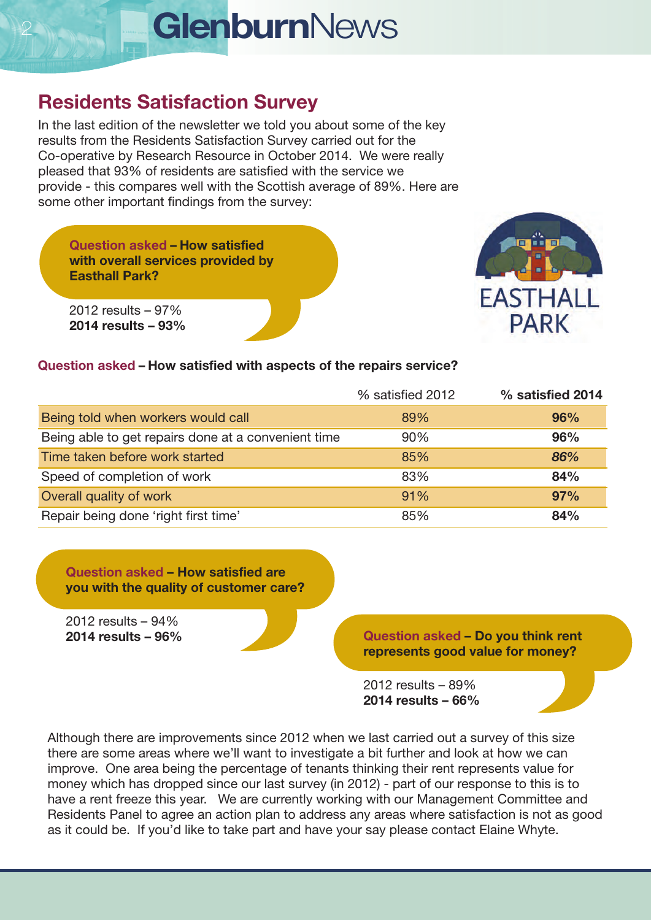## Residents Satisfaction Survey

In the last edition of the newsletter we told you about some of the key results from the Residents Satisfaction Survey carried out for the Co-operative by Research Resource in October 2014. We were really pleased that 93% of residents are satisfied with the service we provide - this compares well with the Scottish average of 89%. Here are some other important findings from the survey:

**Question asked – How satisfied with overall services provided by Easthall Park?**

2012 results – 97%
**2014 results – 93%**

EASTHALL PARK

**Question asked – How satisfied with aspects of the repairs service?**

| | % satisfied 2012 | **% satisfied 2014** |
|---|---|---|
| Being told when workers would call | 89% | **96%** |
| Being able to get repairs done at a convenient time | 90% | **96%** |
| Time taken before work started | 85% | ***86%*** |
| Speed of completion of work | 83% | **84%** |
| Overall quality of work | 91% | **97%** |
| Repair being done 'right first time' | 85% | **84%** |

**Question asked – How satisfied are you with the quality of customer care?**

2012 results – 94%
**2014 results – 96%**

**Question asked – Do you think rent represents good value for money?**

2012 results – 89%
**2014 results – 66%**

Although there are improvements since 2012 when we last carried out a survey of this size there are some areas where we'll want to investigate a bit further and look at how we can improve. One area being the percentage of tenants thinking their rent represents value for money which has dropped since our last survey (in 2012) - part of our response to this is to have a rent freeze this year. We are currently working with our Management Committee and Residents Panel to agree an action plan to address any areas where satisfaction is not as good as it could be. If you'd like to take part and have your say please contact Elaine Whyte.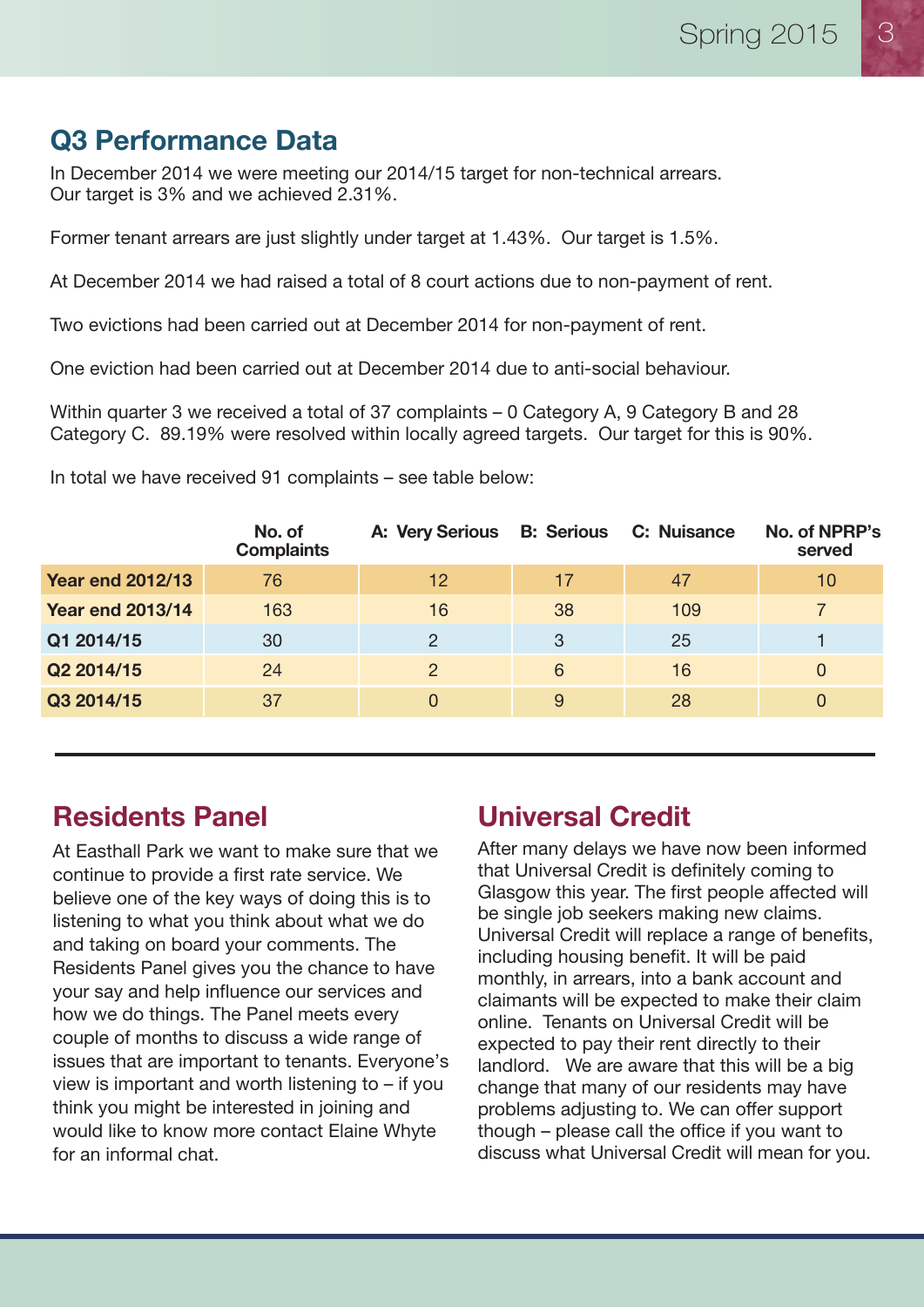## Q3 Performance Data

In December 2014 we were meeting our 2014/15 target for non-technical arrears. Our target is 3% and we achieved 2.31%.

Former tenant arrears are just slightly under target at 1.43%. Our target is 1.5%.

At December 2014 we had raised a total of 8 court actions due to non-payment of rent.

Two evictions had been carried out at December 2014 for non-payment of rent.

One eviction had been carried out at December 2014 due to anti-social behaviour.

Within quarter 3 we received a total of 37 complaints – 0 Category A, 9 Category B and 28 Category C. 89.19% were resolved within locally agreed targets. Our target for this is 90%.

In total we have received 91 complaints – see table below:

| | No. of Complaints | A: Very Serious | B: Serious | C: Nuisance | No. of NPRP's served |
|---|---|---|---|---|---|
| **Year end 2012/13** | 76 | 12 | 17 | 47 | 10 |
| **Year end 2013/14** | 163 | 16 | 38 | 109 | 7 |
| **Q1 2014/15** | 30 | 2 | 3 | 25 | 1 |
| **Q2 2014/15** | 24 | 2 | 6 | 16 | 0 |
| **Q3 2014/15** | 37 | 0 | 9 | 28 | 0 |

## Residents Panel

At Easthall Park we want to make sure that we continue to provide a first rate service. We believe one of the key ways of doing this is to listening to what you think about what we do and taking on board your comments. The Residents Panel gives you the chance to have your say and help influence our services and how we do things. The Panel meets every couple of months to discuss a wide range of issues that are important to tenants. Everyone's view is important and worth listening to – if you think you might be interested in joining and would like to know more contact Elaine Whyte for an informal chat.

## Universal Credit

After many delays we have now been informed that Universal Credit is definitely coming to Glasgow this year. The first people affected will be single job seekers making new claims. Universal Credit will replace a range of benefits, including housing benefit. It will be paid monthly, in arrears, into a bank account and claimants will be expected to make their claim online. Tenants on Universal Credit will be expected to pay their rent directly to their landlord. We are aware that this will be a big change that many of our residents may have problems adjusting to. We can offer support though – please call the office if you want to discuss what Universal Credit will mean for you.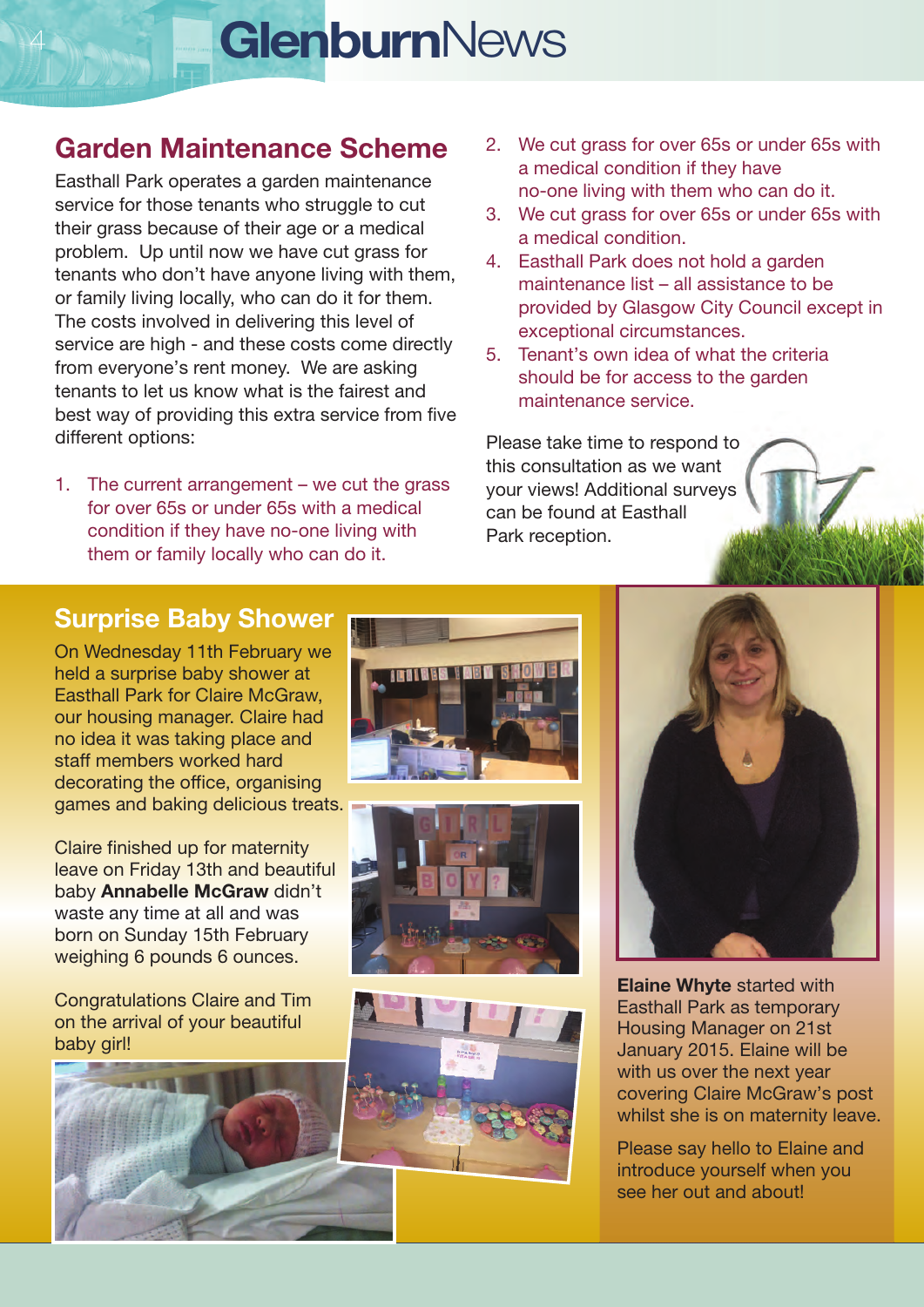## Garden Maintenance Scheme

Easthall Park operates a garden maintenance service for those tenants who struggle to cut their grass because of their age or a medical problem. Up until now we have cut grass for tenants who don't have anyone living with them, or family living locally, who can do it for them. The costs involved in delivering this level of service are high - and these costs come directly from everyone's rent money. We are asking tenants to let us know what is the fairest and best way of providing this extra service from five different options:

1. The current arrangement – we cut the grass for over 65s or under 65s with a medical condition if they have no-one living with them or family locally who can do it.
2. We cut grass for over 65s or under 65s with a medical condition if they have no-one living with them who can do it.
3. We cut grass for over 65s or under 65s with a medical condition.
4. Easthall Park does not hold a garden maintenance list – all assistance to be provided by Glasgow City Council except in exceptional circumstances.
5. Tenant's own idea of what the criteria should be for access to the garden maintenance service.

Please take time to respond to this consultation as we want your views! Additional surveys can be found at Easthall Park reception.

## Surprise Baby Shower

On Wednesday 11th February we held a surprise baby shower at Easthall Park for Claire McGraw, our housing manager. Claire had no idea it was taking place and staff members worked hard decorating the office, organising games and baking delicious treats.

Claire finished up for maternity leave on Friday 13th and beautiful baby **Annabelle McGraw** didn't waste any time at all and was born on Sunday 15th February weighing 6 pounds 6 ounces.

Congratulations Claire and Tim on the arrival of your beautiful baby girl!

**Elaine Whyte** started with Easthall Park as temporary Housing Manager on 21st January 2015. Elaine will be with us over the next year covering Claire McGraw's post whilst she is on maternity leave.

Please say hello to Elaine and introduce yourself when you see her out and about!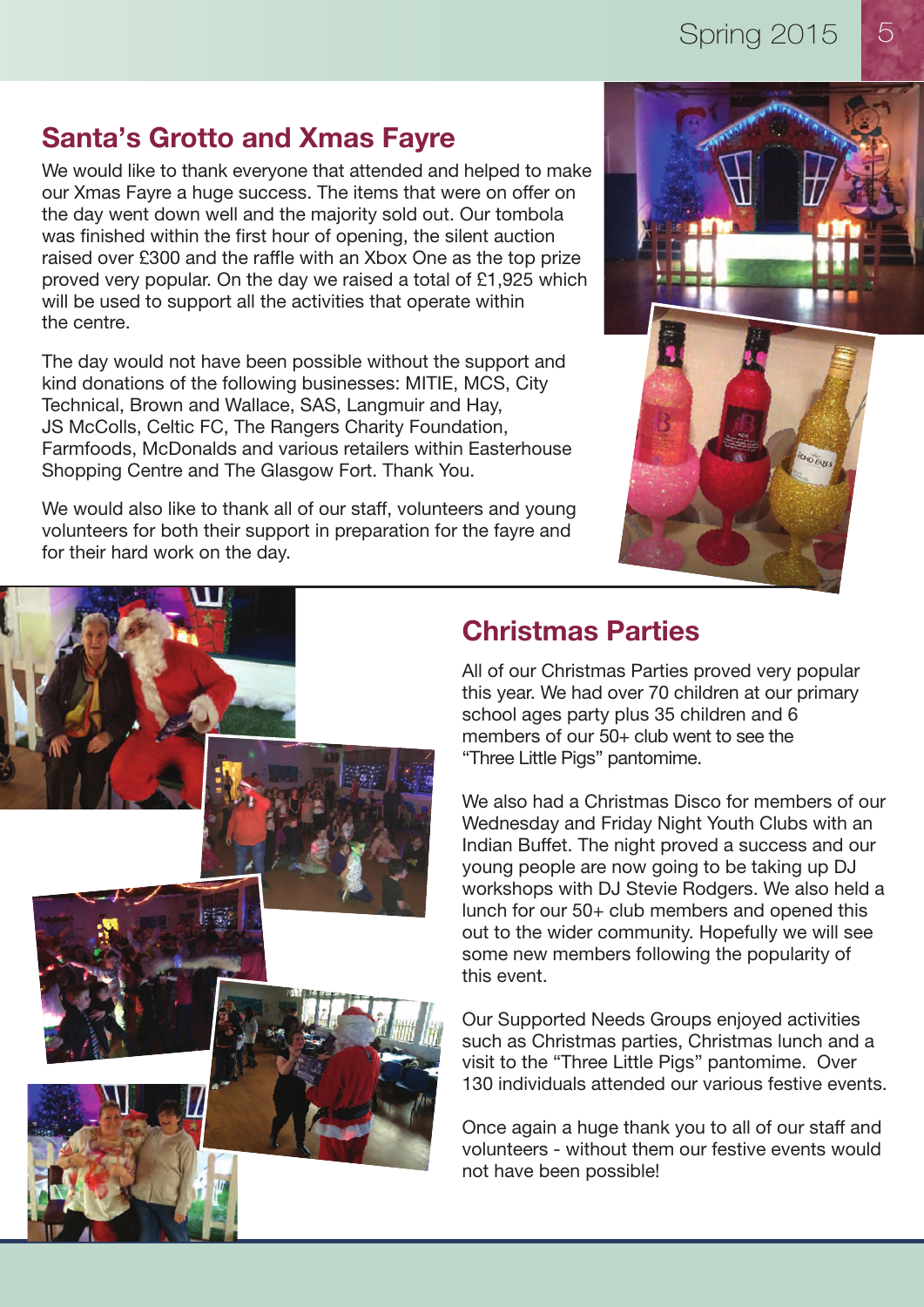## Santa's Grotto and Xmas Fayre

We would like to thank everyone that attended and helped to make our Xmas Fayre a huge success. The items that were on offer on the day went down well and the majority sold out. Our tombola was finished within the first hour of opening, the silent auction raised over £300 and the raffle with an Xbox One as the top prize proved very popular. On the day we raised a total of £1,925 which will be used to support all the activities that operate within the centre.

The day would not have been possible without the support and kind donations of the following businesses: MITIE, MCS, City Technical, Brown and Wallace, SAS, Langmuir and Hay, JS McColls, Celtic FC, The Rangers Charity Foundation, Farmfoods, McDonalds and various retailers within Easterhouse Shopping Centre and The Glasgow Fort. Thank You.

We would also like to thank all of our staff, volunteers and young volunteers for both their support in preparation for the fayre and for their hard work on the day.

## Christmas Parties

All of our Christmas Parties proved very popular this year. We had over 70 children at our primary school ages party plus 35 children and 6 members of our 50+ club went to see the "Three Little Pigs" pantomime.

We also had a Christmas Disco for members of our Wednesday and Friday Night Youth Clubs with an Indian Buffet. The night proved a success and our young people are now going to be taking up DJ workshops with DJ Stevie Rodgers. We also held a lunch for our 50+ club members and opened this out to the wider community. Hopefully we will see some new members following the popularity of this event.

Our Supported Needs Groups enjoyed activities such as Christmas parties, Christmas lunch and a visit to the "Three Little Pigs" pantomime. Over 130 individuals attended our various festive events.

Once again a huge thank you to all of our staff and volunteers - without them our festive events would not have been possible!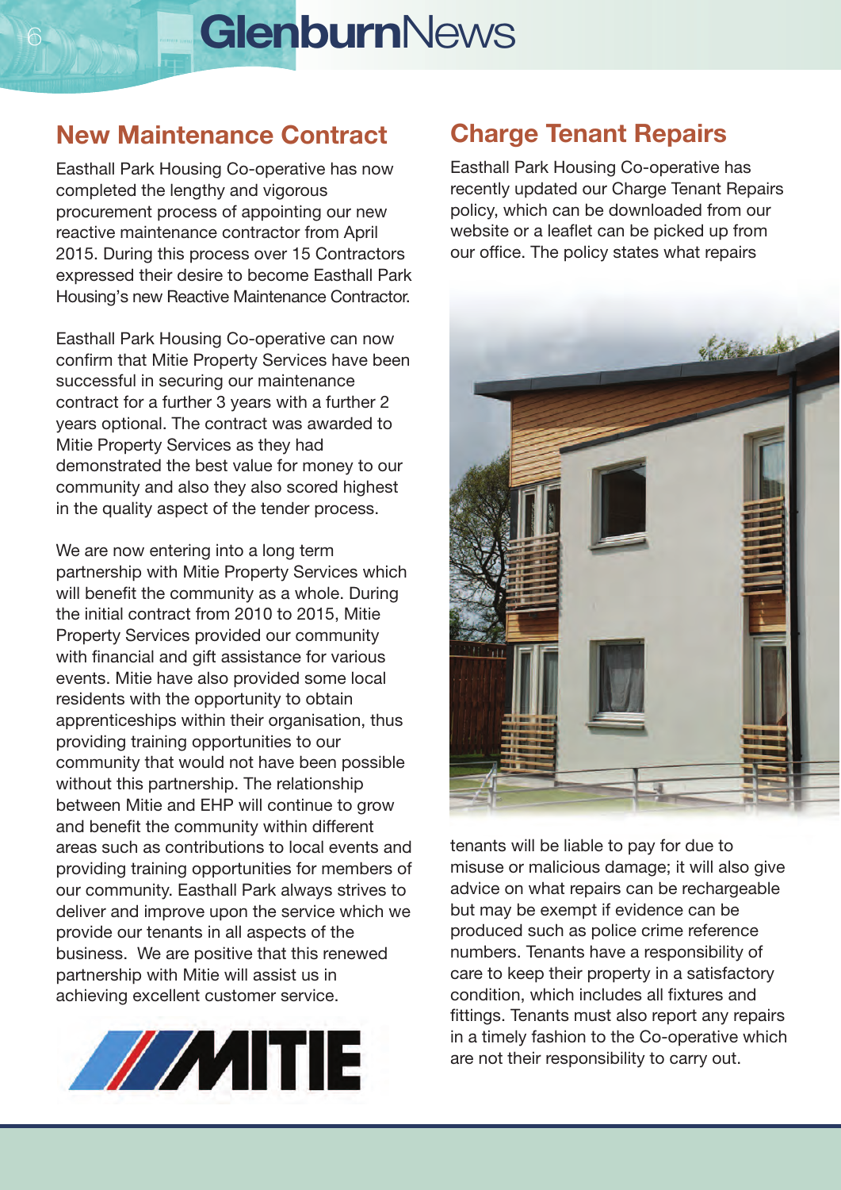## New Maintenance Contract

Easthall Park Housing Co-operative has now completed the lengthy and vigorous procurement process of appointing our new reactive maintenance contractor from April 2015. During this process over 15 Contractors expressed their desire to become Easthall Park Housing's new Reactive Maintenance Contractor.

Easthall Park Housing Co-operative can now confirm that Mitie Property Services have been successful in securing our maintenance contract for a further 3 years with a further 2 years optional. The contract was awarded to Mitie Property Services as they had demonstrated the best value for money to our community and also they also scored highest in the quality aspect of the tender process.

We are now entering into a long term partnership with Mitie Property Services which will benefit the community as a whole. During the initial contract from 2010 to 2015, Mitie Property Services provided our community with financial and gift assistance for various events. Mitie have also provided some local residents with the opportunity to obtain apprenticeships within their organisation, thus providing training opportunities to our community that would not have been possible without this partnership. The relationship between Mitie and EHP will continue to grow and benefit the community within different areas such as contributions to local events and providing training opportunities for members of our community. Easthall Park always strives to deliver and improve upon the service which we provide our tenants in all aspects of the business. We are positive that this renewed partnership with Mitie will assist us in achieving excellent customer service.

## Charge Tenant Repairs

Easthall Park Housing Co-operative has recently updated our Charge Tenant Repairs policy, which can be downloaded from our website or a leaflet can be picked up from our office. The policy states what repairs tenants will be liable to pay for due to misuse or malicious damage; it will also give advice on what repairs can be rechargeable but may be exempt if evidence can be produced such as police crime reference numbers. Tenants have a responsibility of care to keep their property in a satisfactory condition, which includes all fixtures and fittings. Tenants must also report any repairs in a timely fashion to the Co-operative which are not their responsibility to carry out.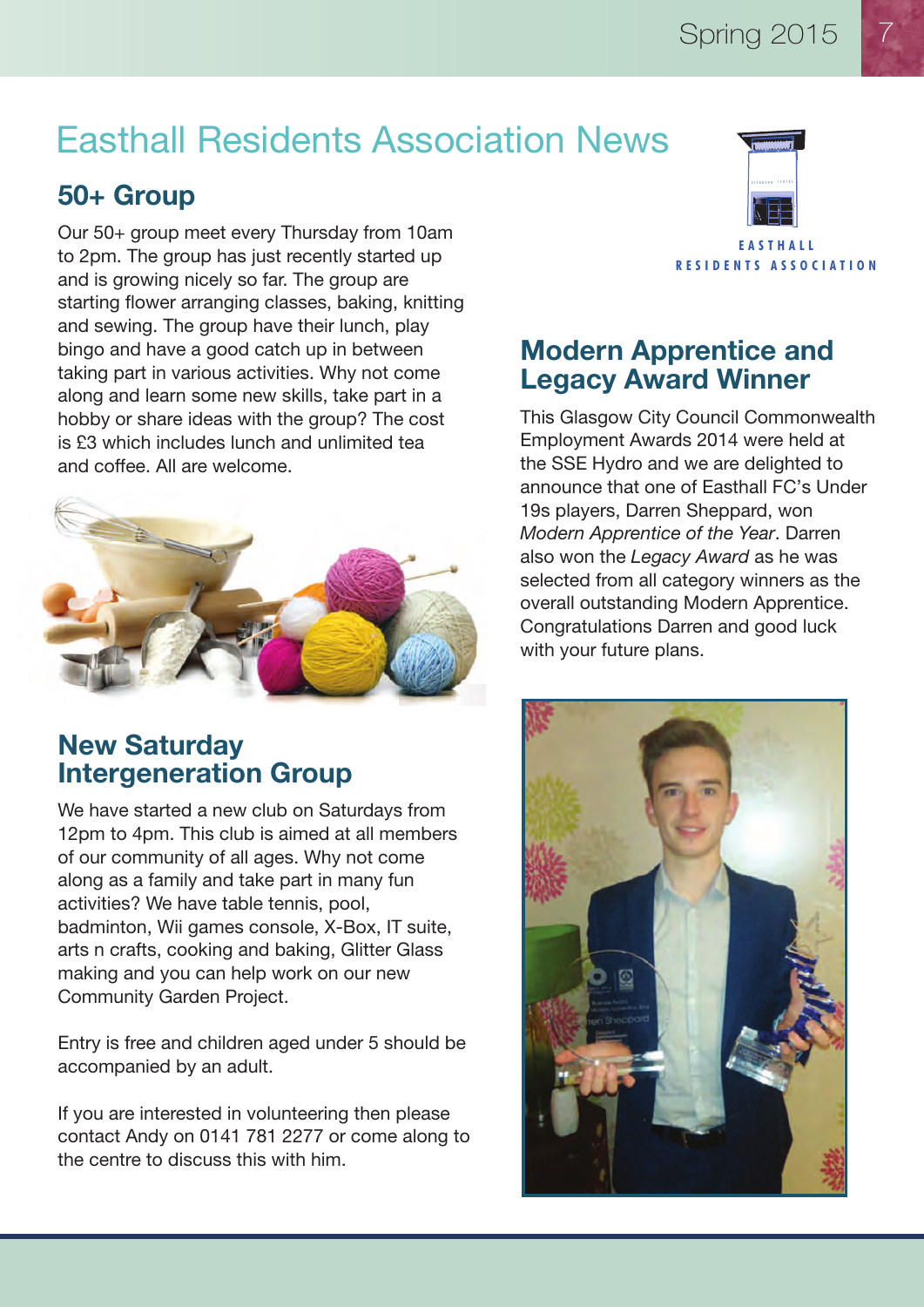# Easthall Residents Association News

EASTHALL RESIDENTS ASSOCIATION

## 50+ Group

Our 50+ group meet every Thursday from 10am to 2pm. The group has just recently started up and is growing nicely so far. The group are starting flower arranging classes, baking, knitting and sewing. The group have their lunch, play bingo and have a good catch up in between taking part in various activities. Why not come along and learn some new skills, take part in a hobby or share ideas with the group? The cost is £3 which includes lunch and unlimited tea and coffee. All are welcome.

## New Saturday Intergeneration Group

We have started a new club on Saturdays from 12pm to 4pm. This club is aimed at all members of our community of all ages. Why not come along as a family and take part in many fun activities? We have table tennis, pool, badminton, Wii games console, X-Box, IT suite, arts n crafts, cooking and baking, Glitter Glass making and you can help work on our new Community Garden Project.

Entry is free and children aged under 5 should be accompanied by an adult.

If you are interested in volunteering then please contact Andy on 0141 781 2277 or come along to the centre to discuss this with him.

## Modern Apprentice and Legacy Award Winner

This Glasgow City Council Commonwealth Employment Awards 2014 were held at the SSE Hydro and we are delighted to announce that one of Easthall FC's Under 19s players, Darren Sheppard, won *Modern Apprentice of the Year*. Darren also won the *Legacy Award* as he was selected from all category winners as the overall outstanding Modern Apprentice. Congratulations Darren and good luck with your future plans.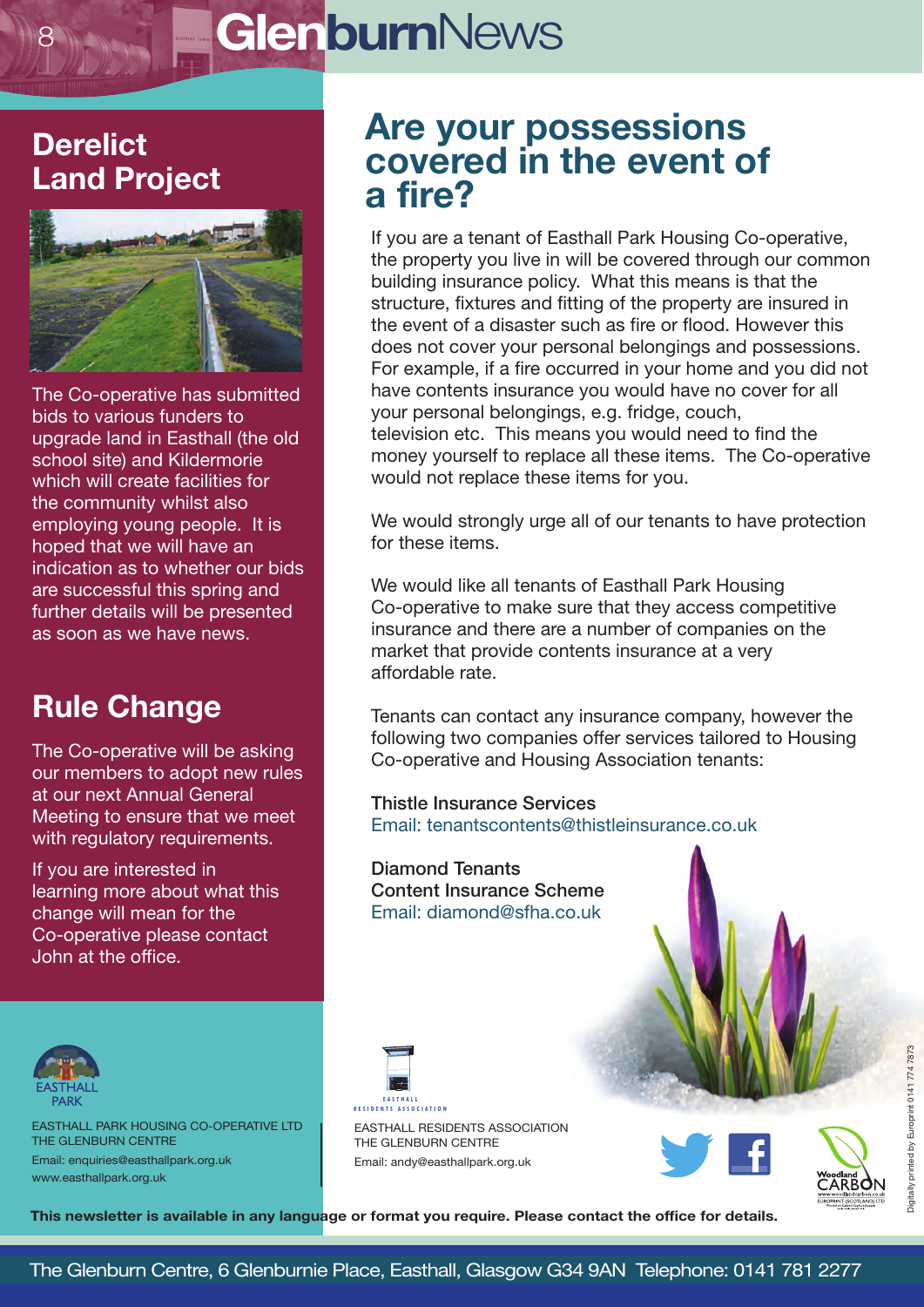## Derelict Land Project

The Co-operative has submitted bids to various funders to upgrade land in Easthall (the old school site) and Kildermorie which will create facilities for the community whilst also employing young people. It is hoped that we will have an indication as to whether our bids are successful this spring and further details will be presented as soon as we have news.

## Rule Change

The Co-operative will be asking our members to adopt new rules at our next Annual General Meeting to ensure that we meet with regulatory requirements.

If you are interested in learning more about what this change will mean for the Co-operative please contact John at the office.

## Are your possessions covered in the event of a fire?

If you are a tenant of Easthall Park Housing Co-operative, the property you live in will be covered through our common building insurance policy. What this means is that the structure, fixtures and fitting of the property are insured in the event of a disaster such as fire or flood. However this does not cover your personal belongings and possessions. For example, if a fire occurred in your home and you did not have contents insurance you would have no cover for all your personal belongings, e.g. fridge, couch, television etc. This means you would need to find the money yourself to replace all these items. The Co-operative would not replace these items for you.

We would strongly urge all of our tenants to have protection for these items.

We would like all tenants of Easthall Park Housing Co-operative to make sure that they access competitive insurance and there are a number of companies on the market that provide contents insurance at a very affordable rate.

Tenants can contact any insurance company, however the following two companies offer services tailored to Housing Co-operative and Housing Association tenants:

Thistle Insurance Services
Email: tenantscontents@thistleinsurance.co.uk

Diamond Tenants
Content Insurance Scheme
Email: diamond@sfha.co.uk

EASTHALL PARK HOUSING CO-OPERATIVE LTD
THE GLENBURN CENTRE
Email: enquiries@easthallpark.org.uk
www.easthallpark.org.uk

EASTHALL RESIDENTS ASSOCIATION
THE GLENBURN CENTRE
Email: andy@easthallpark.org.uk

**This newsletter is available in any language or format you require. Please contact the office for details.**

The Glenburn Centre, 6 Glenburnie Place, Easthall, Glasgow G34 9AN Telephone: 0141 781 2277